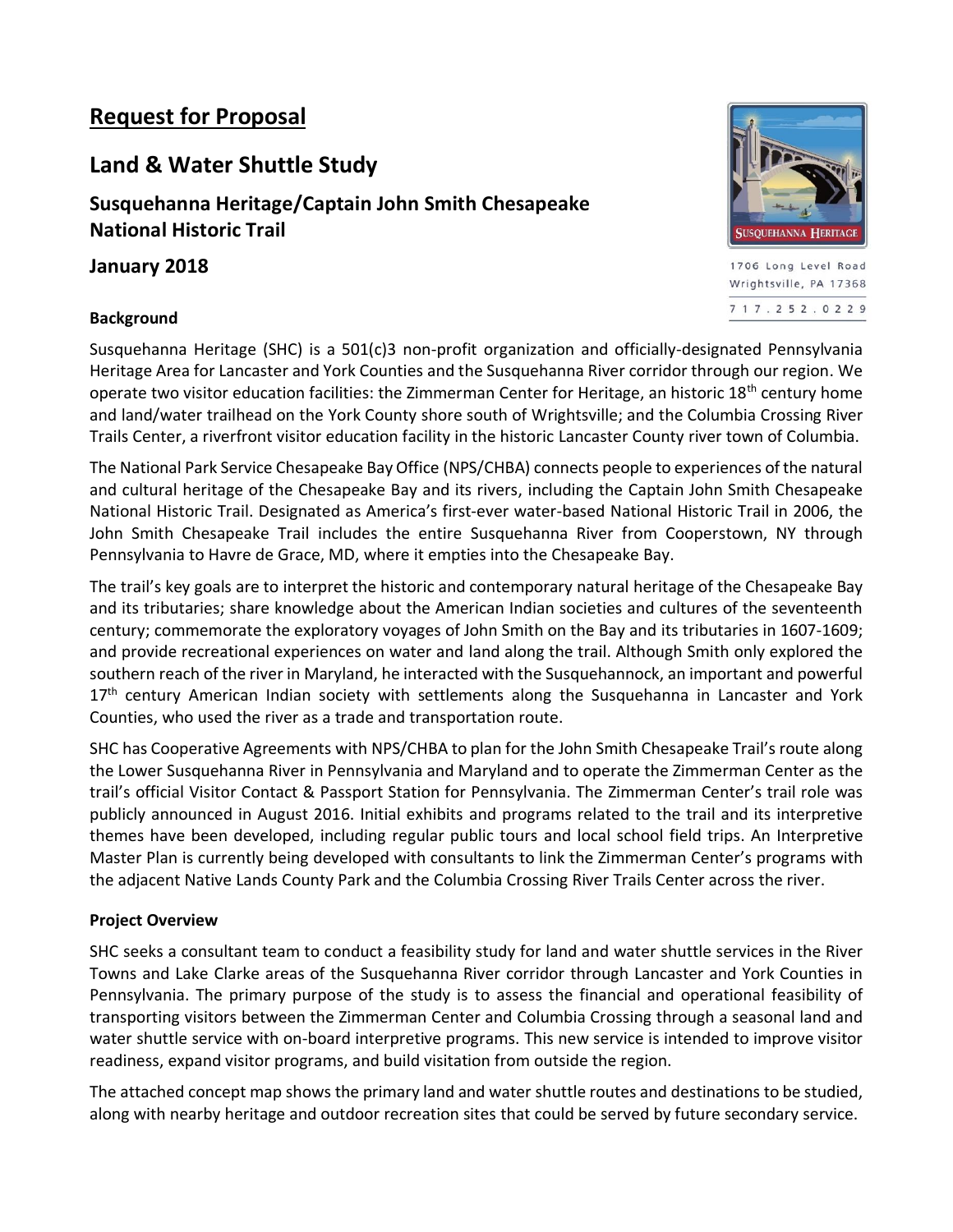# Request for Proposal

## Land & Water Shuttle Study

### Susquehanna Heritage/Captain John Smith Chesapeake National Historic Trail

### January 2018

SUSQUEHANNA HERITAGE

1706 Long Level Road
Wrightsville, PA 17368
717.252.0229

**Background**

Susquehanna Heritage (SHC) is a 501(c)3 non-profit organization and officially-designated Pennsylvania Heritage Area for Lancaster and York Counties and the Susquehanna River corridor through our region. We operate two visitor education facilities: the Zimmerman Center for Heritage, an historic 18th century home and land/water trailhead on the York County shore south of Wrightsville; and the Columbia Crossing River Trails Center, a riverfront visitor education facility in the historic Lancaster County river town of Columbia.

The National Park Service Chesapeake Bay Office (NPS/CHBA) connects people to experiences of the natural and cultural heritage of the Chesapeake Bay and its rivers, including the Captain John Smith Chesapeake National Historic Trail. Designated as America's first-ever water-based National Historic Trail in 2006, the John Smith Chesapeake Trail includes the entire Susquehanna River from Cooperstown, NY through Pennsylvania to Havre de Grace, MD, where it empties into the Chesapeake Bay.

The trail's key goals are to interpret the historic and contemporary natural heritage of the Chesapeake Bay and its tributaries; share knowledge about the American Indian societies and cultures of the seventeenth century; commemorate the exploratory voyages of John Smith on the Bay and its tributaries in 1607-1609; and provide recreational experiences on water and land along the trail. Although Smith only explored the southern reach of the river in Maryland, he interacted with the Susquehannock, an important and powerful 17th century American Indian society with settlements along the Susquehanna in Lancaster and York Counties, who used the river as a trade and transportation route.

SHC has Cooperative Agreements with NPS/CHBA to plan for the John Smith Chesapeake Trail's route along the Lower Susquehanna River in Pennsylvania and Maryland and to operate the Zimmerman Center as the trail's official Visitor Contact & Passport Station for Pennsylvania. The Zimmerman Center's trail role was publicly announced in August 2016. Initial exhibits and programs related to the trail and its interpretive themes have been developed, including regular public tours and local school field trips. An Interpretive Master Plan is currently being developed with consultants to link the Zimmerman Center's programs with the adjacent Native Lands County Park and the Columbia Crossing River Trails Center across the river.

**Project Overview**

SHC seeks a consultant team to conduct a feasibility study for land and water shuttle services in the River Towns and Lake Clarke areas of the Susquehanna River corridor through Lancaster and York Counties in Pennsylvania. The primary purpose of the study is to assess the financial and operational feasibility of transporting visitors between the Zimmerman Center and Columbia Crossing through a seasonal land and water shuttle service with on-board interpretive programs. This new service is intended to improve visitor readiness, expand visitor programs, and build visitation from outside the region.

The attached concept map shows the primary land and water shuttle routes and destinations to be studied, along with nearby heritage and outdoor recreation sites that could be served by future secondary service.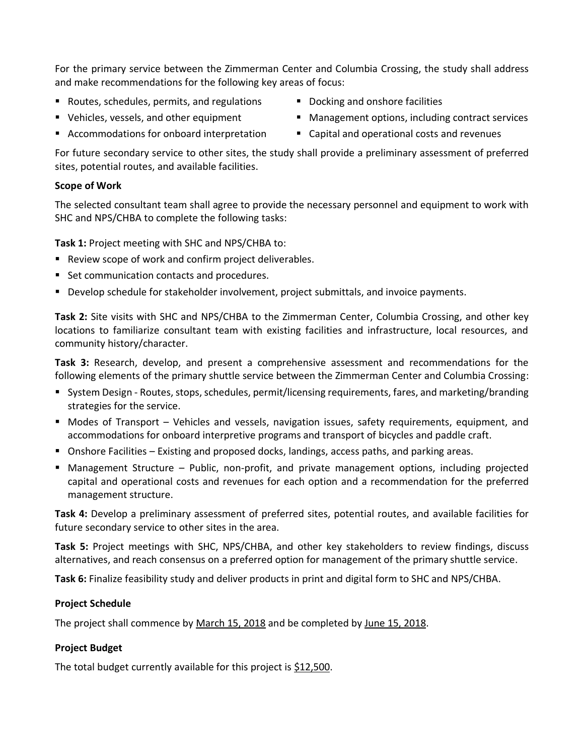For the primary service between the Zimmerman Center and Columbia Crossing, the study shall address and make recommendations for the following key areas of focus:

- Routes, schedules, permits, and regulations
- Vehicles, vessels, and other equipment
- Accommodations for onboard interpretation
- Docking and onshore facilities
- Management options, including contract services
- Capital and operational costs and revenues

For future secondary service to other sites, the study shall provide a preliminary assessment of preferred sites, potential routes, and available facilities.

**Scope of Work**

The selected consultant team shall agree to provide the necessary personnel and equipment to work with SHC and NPS/CHBA to complete the following tasks:

**Task 1:** Project meeting with SHC and NPS/CHBA to:

- Review scope of work and confirm project deliverables.
- Set communication contacts and procedures.
- Develop schedule for stakeholder involvement, project submittals, and invoice payments.

**Task 2:** Site visits with SHC and NPS/CHBA to the Zimmerman Center, Columbia Crossing, and other key locations to familiarize consultant team with existing facilities and infrastructure, local resources, and community history/character.

**Task 3:** Research, develop, and present a comprehensive assessment and recommendations for the following elements of the primary shuttle service between the Zimmerman Center and Columbia Crossing:

- System Design - Routes, stops, schedules, permit/licensing requirements, fares, and marketing/branding strategies for the service.
- Modes of Transport – Vehicles and vessels, navigation issues, safety requirements, equipment, and accommodations for onboard interpretive programs and transport of bicycles and paddle craft.
- Onshore Facilities – Existing and proposed docks, landings, access paths, and parking areas.
- Management Structure – Public, non-profit, and private management options, including projected capital and operational costs and revenues for each option and a recommendation for the preferred management structure.

**Task 4:** Develop a preliminary assessment of preferred sites, potential routes, and available facilities for future secondary service to other sites in the area.

**Task 5:** Project meetings with SHC, NPS/CHBA, and other key stakeholders to review findings, discuss alternatives, and reach consensus on a preferred option for management of the primary shuttle service.

**Task 6:** Finalize feasibility study and deliver products in print and digital form to SHC and NPS/CHBA.

**Project Schedule**

The project shall commence by March 15, 2018 and be completed by June 15, 2018.

**Project Budget**

The total budget currently available for this project is $12,500.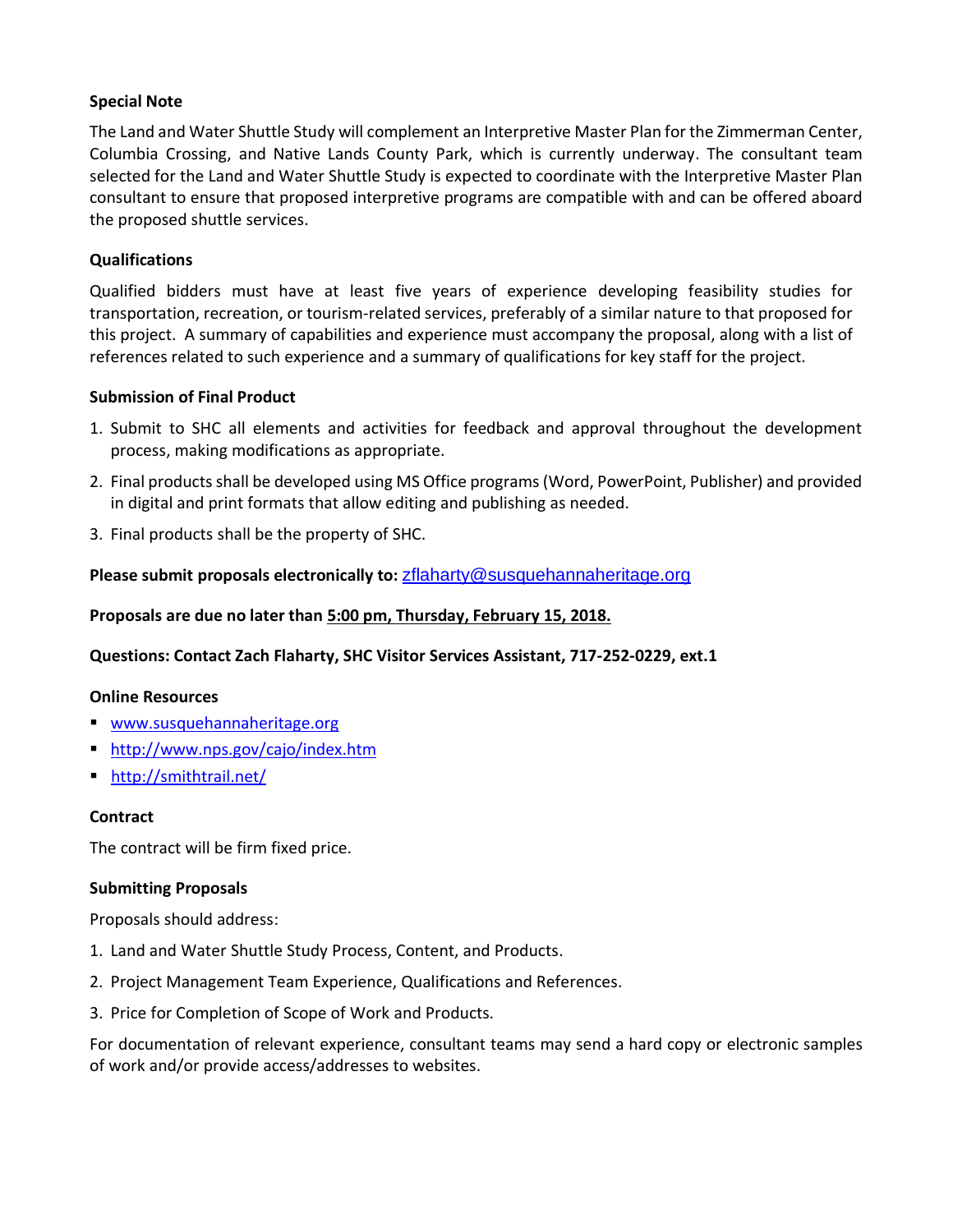**Special Note**

The Land and Water Shuttle Study will complement an Interpretive Master Plan for the Zimmerman Center, Columbia Crossing, and Native Lands County Park, which is currently underway. The consultant team selected for the Land and Water Shuttle Study is expected to coordinate with the Interpretive Master Plan consultant to ensure that proposed interpretive programs are compatible with and can be offered aboard the proposed shuttle services.

**Qualifications**

Qualified bidders must have at least five years of experience developing feasibility studies for transportation, recreation, or tourism-related services, preferably of a similar nature to that proposed for this project. A summary of capabilities and experience must accompany the proposal, along with a list of references related to such experience and a summary of qualifications for key staff for the project.

**Submission of Final Product**

1. Submit to SHC all elements and activities for feedback and approval throughout the development process, making modifications as appropriate.
2. Final products shall be developed using MS Office programs (Word, PowerPoint, Publisher) and provided in digital and print formats that allow editing and publishing as needed.
3. Final products shall be the property of SHC.

**Please submit proposals electronically to:** zflaharty@susquehannaheritage.org

**Proposals are due no later than 5:00 pm, Thursday, February 15, 2018.**

**Questions: Contact Zach Flaharty, SHC Visitor Services Assistant, 717-252-0229, ext.1**

**Online Resources**

- www.susquehannaheritage.org
- http://www.nps.gov/cajo/index.htm
- http://smithtrail.net/

**Contract**

The contract will be firm fixed price.

**Submitting Proposals**

Proposals should address:

1. Land and Water Shuttle Study Process, Content, and Products.
2. Project Management Team Experience, Qualifications and References.
3. Price for Completion of Scope of Work and Products.

For documentation of relevant experience, consultant teams may send a hard copy or electronic samples of work and/or provide access/addresses to websites.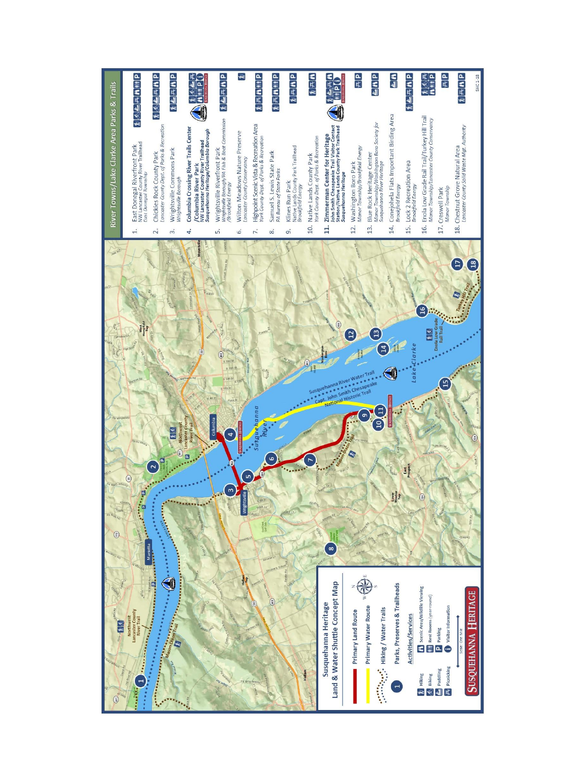# River Towns/Lake Clarke Area Parks & Trails

1. East Donegal Riverfront Park
   NW Lancaster County River Trailhead
   *East Donegal Township*
2. Chickies Rock County Park
   *Lancaster County Dept. of Parks & Recreation*
3. Wrightsville Commons Park
   *Wrightsville Borough*
4. **Columbia Crossing River Trails Center /Columbia River Park**
   **NW Lancaster County River Trailhead**
   ***Susquehanna Heritage/Columbia Borough***
5. Wrightsville Riverfront Park
   *Wrightsville Borough/PA Fish & Boat Commission /Brookfield Energy*
6. Wilton Meadows Nature Preserve
   *Lancaster County Conservancy*
7. Highpoint Scenic Vista & Recreation Area
   *York County Dept. of Parks & Recreation*
8. Samuel S. Lewis State Park
   *PA Bureau of State Parks*
9. Klines Run Park
   Native Lands County Park Trailhead
   *Brookfield Energy*
10. Native Lands County Park
    *York County Dept. of Parks & Recreation*
11. **Zimmerman Center for Heritage**
    **John Smith Chesapeake Trail Visitor Contact Station/Native Lands County Park Trailhead**
    ***Susquehanna Heritage***
12. Washington Boro Park
    *Manor Township/Brookfield Energy*
13. Blue Rock Heritage Center
    *Manor Township/Washington Boro Society for Susquehanna River Heritage*
14. Conejohela Flats Important Birding Area
    *Brookfield Energy*
15. Lock 2 Recreation Area
    *Brookfield Energy*
16. Enola Low Grade Rail Trail/Turkey Hill Trail
    *Manor Township/Lancaster County Conservancy*
17. Creswell Park
    *Manor Township*
18. Chestnut Grove Natural Area
    *Lancaster County Solid Waste Mgt. Authority*

SHC 1-18

## Susquehanna Heritage Land & Water Shuttle Concept Map

- Primary Land Route
- Primary Water Route
- Hiking / Water Trails
- Parks, Preserves & Trailheads

**Activities/Services**

- Hiking
- Biking
- Paddling
- Picnicking
- Scenic Area/Wildlife Viewing
- Rest Rooms (year-round)
- Parking
- Visitor Information

Scale: One Mile

SUSQUEHANNA HERITAGE

Marietta
Columbia
Wrightsville
Washington Boro
Susquehanna River
Lake Clarke
Susquehanna River Water Trail
Capt. John Smith Chesapeake National Historic Trail
Northwest Lancaster County River Trail
Mason-Dixon Trail
Enola Low Grade Rail Trail
Turkey Hill Trail